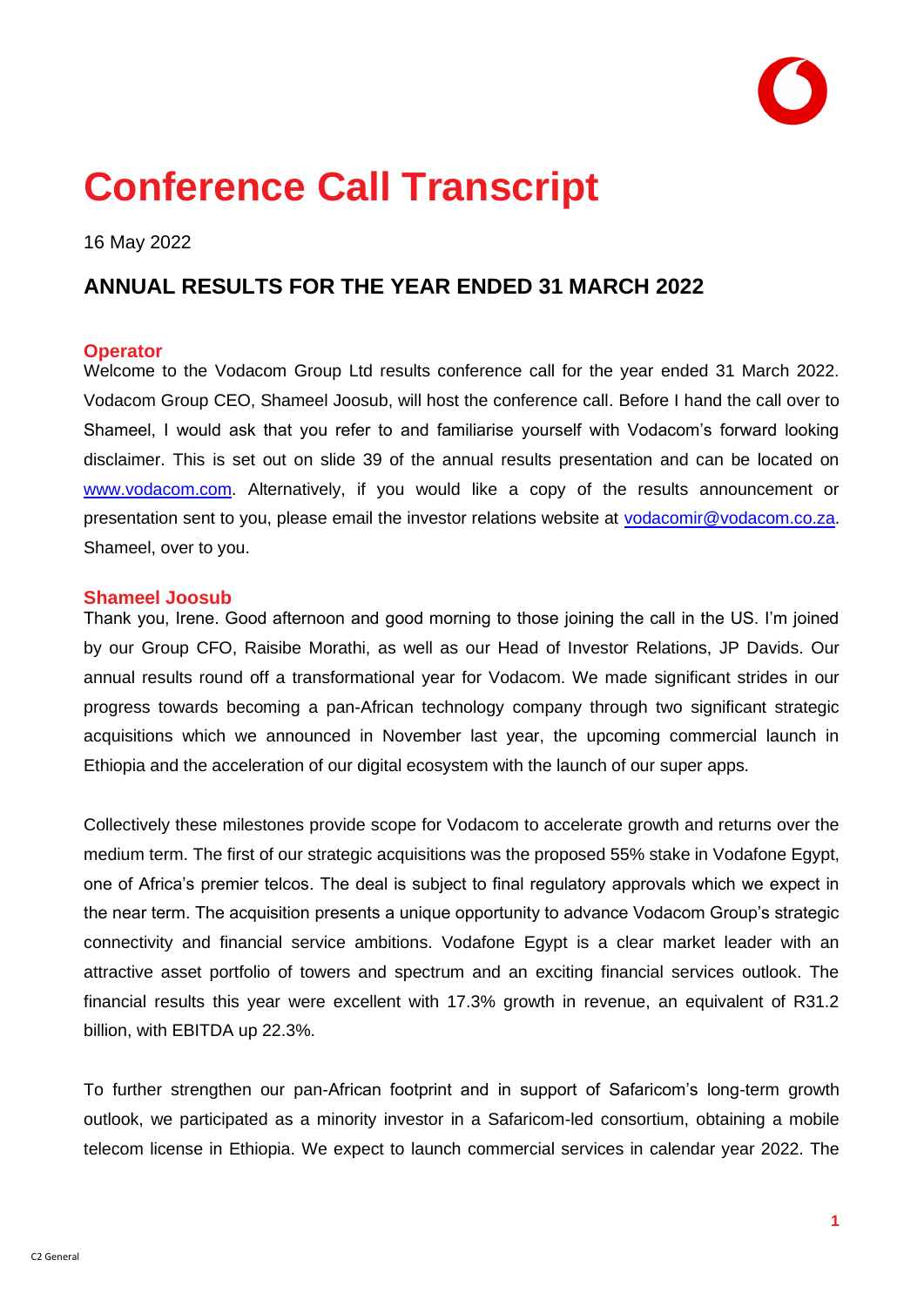# Conference Call Transcript

16 May 2022

## ANNUAL RESULTS FOR THE YEAR ENDED 31 MARCH 2022

**Operator**

Welcome to the Vodacom Group Ltd results conference call for the year ended 31 March 2022. Vodacom Group CEO, Shameel Joosub, will host the conference call. Before I hand the call over to Shameel, I would ask that you refer to and familiarise yourself with Vodacom's forward looking disclaimer. This is set out on slide 39 of the annual results presentation and can be located on www.vodacom.com. Alternatively, if you would like a copy of the results announcement or presentation sent to you, please email the investor relations website at vodacomir@vodacom.co.za. Shameel, over to you.

**Shameel Joosub**

Thank you, Irene. Good afternoon and good morning to those joining the call in the US. I'm joined by our Group CFO, Raisibe Morathi, as well as our Head of Investor Relations, JP Davids. Our annual results round off a transformational year for Vodacom. We made significant strides in our progress towards becoming a pan-African technology company through two significant strategic acquisitions which we announced in November last year, the upcoming commercial launch in Ethiopia and the acceleration of our digital ecosystem with the launch of our super apps.

Collectively these milestones provide scope for Vodacom to accelerate growth and returns over the medium term. The first of our strategic acquisitions was the proposed 55% stake in Vodafone Egypt, one of Africa's premier telcos. The deal is subject to final regulatory approvals which we expect in the near term. The acquisition presents a unique opportunity to advance Vodacom Group's strategic connectivity and financial service ambitions. Vodafone Egypt is a clear market leader with an attractive asset portfolio of towers and spectrum and an exciting financial services outlook. The financial results this year were excellent with 17.3% growth in revenue, an equivalent of R31.2 billion, with EBITDA up 22.3%.

To further strengthen our pan-African footprint and in support of Safaricom's long-term growth outlook, we participated as a minority investor in a Safaricom-led consortium, obtaining a mobile telecom license in Ethiopia. We expect to launch commercial services in calendar year 2022. The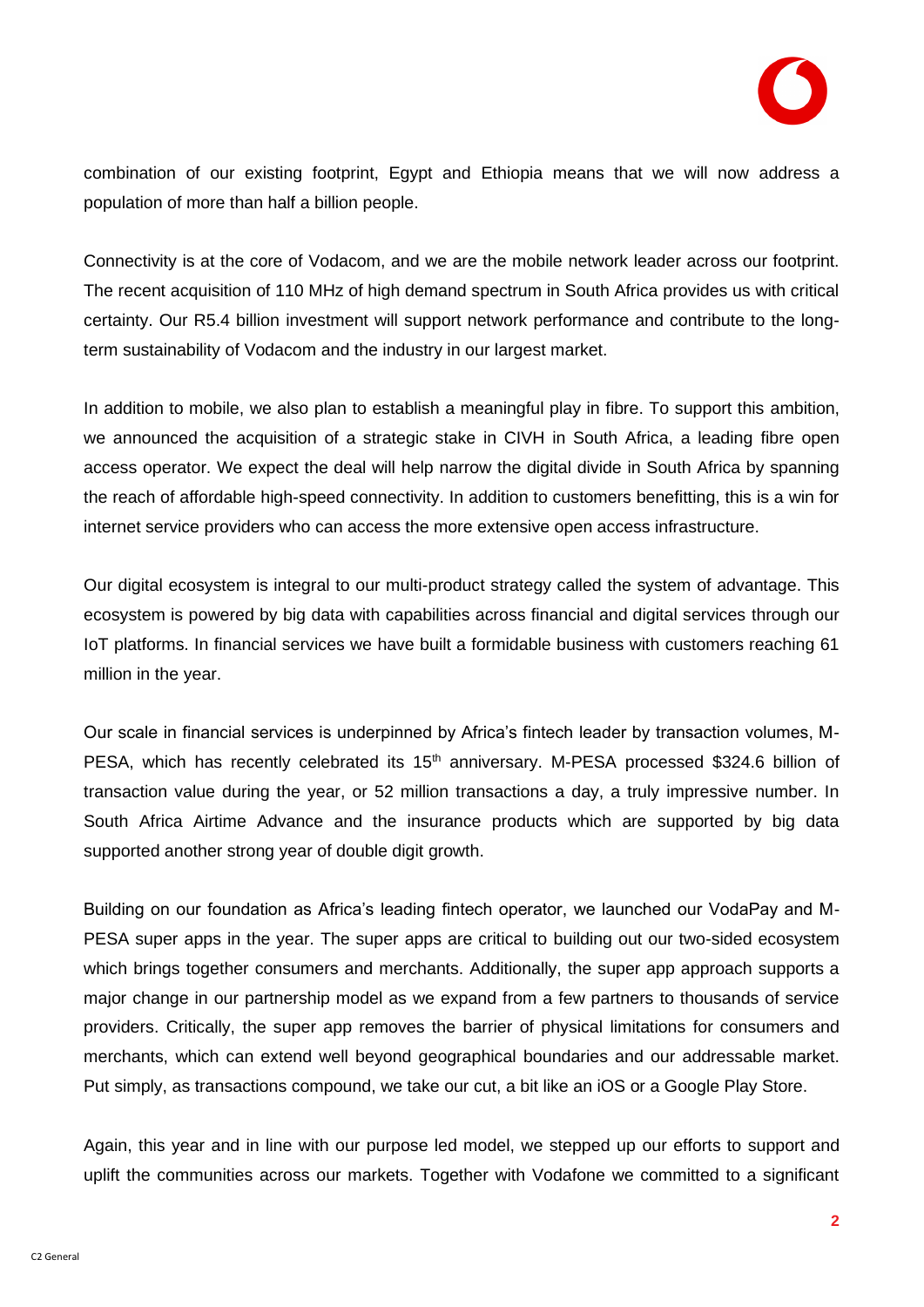combination of our existing footprint, Egypt and Ethiopia means that we will now address a population of more than half a billion people.

Connectivity is at the core of Vodacom, and we are the mobile network leader across our footprint. The recent acquisition of 110 MHz of high demand spectrum in South Africa provides us with critical certainty. Our R5.4 billion investment will support network performance and contribute to the long-term sustainability of Vodacom and the industry in our largest market.

In addition to mobile, we also plan to establish a meaningful play in fibre. To support this ambition, we announced the acquisition of a strategic stake in CIVH in South Africa, a leading fibre open access operator. We expect the deal will help narrow the digital divide in South Africa by spanning the reach of affordable high-speed connectivity. In addition to customers benefitting, this is a win for internet service providers who can access the more extensive open access infrastructure.

Our digital ecosystem is integral to our multi-product strategy called the system of advantage. This ecosystem is powered by big data with capabilities across financial and digital services through our IoT platforms. In financial services we have built a formidable business with customers reaching 61 million in the year.

Our scale in financial services is underpinned by Africa's fintech leader by transaction volumes, M-PESA, which has recently celebrated its 15th anniversary. M-PESA processed $324.6 billion of transaction value during the year, or 52 million transactions a day, a truly impressive number. In South Africa Airtime Advance and the insurance products which are supported by big data supported another strong year of double digit growth.

Building on our foundation as Africa's leading fintech operator, we launched our VodaPay and M-PESA super apps in the year. The super apps are critical to building out our two-sided ecosystem which brings together consumers and merchants. Additionally, the super app approach supports a major change in our partnership model as we expand from a few partners to thousands of service providers. Critically, the super app removes the barrier of physical limitations for consumers and merchants, which can extend well beyond geographical boundaries and our addressable market. Put simply, as transactions compound, we take our cut, a bit like an iOS or a Google Play Store.

Again, this year and in line with our purpose led model, we stepped up our efforts to support and uplift the communities across our markets. Together with Vodafone we committed to a significant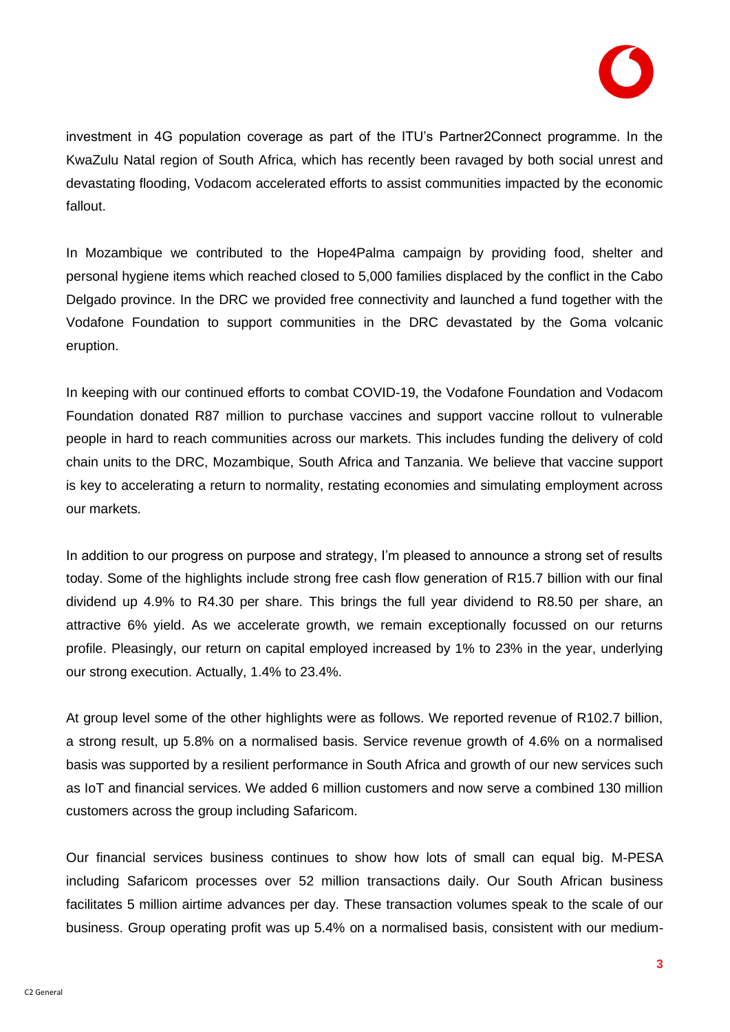investment in 4G population coverage as part of the ITU's Partner2Connect programme. In the KwaZulu Natal region of South Africa, which has recently been ravaged by both social unrest and devastating flooding, Vodacom accelerated efforts to assist communities impacted by the economic fallout.

In Mozambique we contributed to the Hope4Palma campaign by providing food, shelter and personal hygiene items which reached closed to 5,000 families displaced by the conflict in the Cabo Delgado province. In the DRC we provided free connectivity and launched a fund together with the Vodafone Foundation to support communities in the DRC devastated by the Goma volcanic eruption.

In keeping with our continued efforts to combat COVID-19, the Vodafone Foundation and Vodacom Foundation donated R87 million to purchase vaccines and support vaccine rollout to vulnerable people in hard to reach communities across our markets. This includes funding the delivery of cold chain units to the DRC, Mozambique, South Africa and Tanzania. We believe that vaccine support is key to accelerating a return to normality, restating economies and simulating employment across our markets.

In addition to our progress on purpose and strategy, I'm pleased to announce a strong set of results today. Some of the highlights include strong free cash flow generation of R15.7 billion with our final dividend up 4.9% to R4.30 per share. This brings the full year dividend to R8.50 per share, an attractive 6% yield. As we accelerate growth, we remain exceptionally focussed on our returns profile. Pleasingly, our return on capital employed increased by 1% to 23% in the year, underlying our strong execution. Actually, 1.4% to 23.4%.

At group level some of the other highlights were as follows. We reported revenue of R102.7 billion, a strong result, up 5.8% on a normalised basis. Service revenue growth of 4.6% on a normalised basis was supported by a resilient performance in South Africa and growth of our new services such as IoT and financial services. We added 6 million customers and now serve a combined 130 million customers across the group including Safaricom.

Our financial services business continues to show how lots of small can equal big. M-PESA including Safaricom processes over 52 million transactions daily. Our South African business facilitates 5 million airtime advances per day. These transaction volumes speak to the scale of our business. Group operating profit was up 5.4% on a normalised basis, consistent with our medium-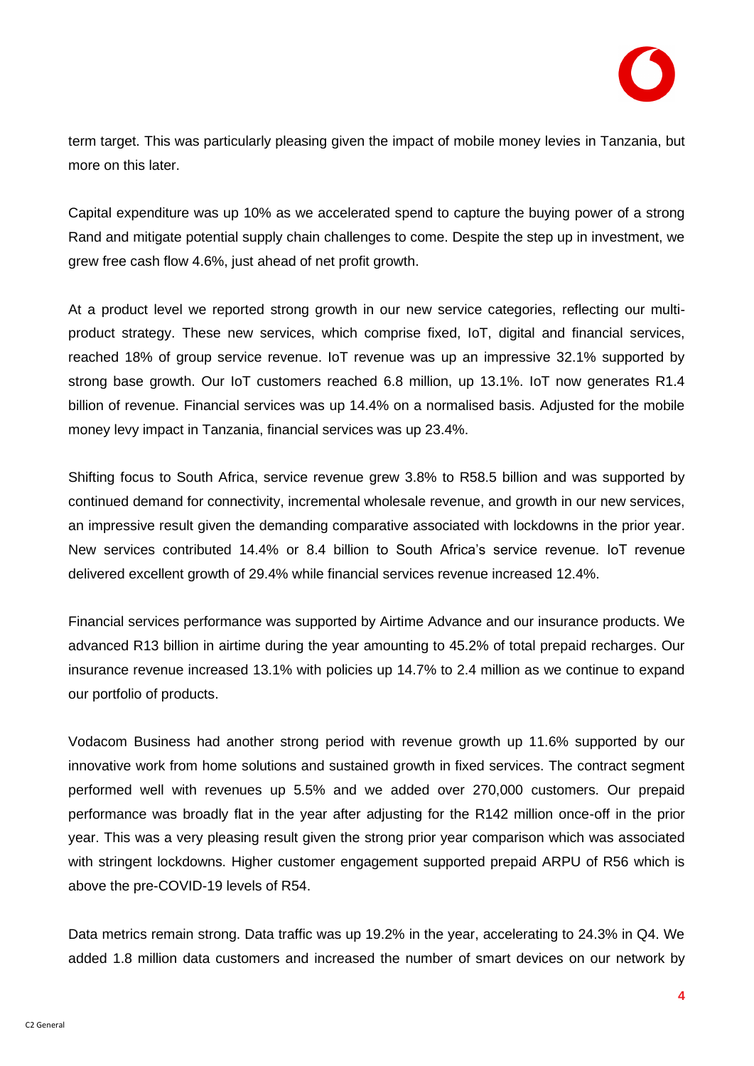term target. This was particularly pleasing given the impact of mobile money levies in Tanzania, but more on this later.

Capital expenditure was up 10% as we accelerated spend to capture the buying power of a strong Rand and mitigate potential supply chain challenges to come. Despite the step up in investment, we grew free cash flow 4.6%, just ahead of net profit growth.

At a product level we reported strong growth in our new service categories, reflecting our multi-product strategy. These new services, which comprise fixed, IoT, digital and financial services, reached 18% of group service revenue. IoT revenue was up an impressive 32.1% supported by strong base growth. Our IoT customers reached 6.8 million, up 13.1%. IoT now generates R1.4 billion of revenue. Financial services was up 14.4% on a normalised basis. Adjusted for the mobile money levy impact in Tanzania, financial services was up 23.4%.

Shifting focus to South Africa, service revenue grew 3.8% to R58.5 billion and was supported by continued demand for connectivity, incremental wholesale revenue, and growth in our new services, an impressive result given the demanding comparative associated with lockdowns in the prior year. New services contributed 14.4% or 8.4 billion to South Africa's service revenue. IoT revenue delivered excellent growth of 29.4% while financial services revenue increased 12.4%.

Financial services performance was supported by Airtime Advance and our insurance products. We advanced R13 billion in airtime during the year amounting to 45.2% of total prepaid recharges. Our insurance revenue increased 13.1% with policies up 14.7% to 2.4 million as we continue to expand our portfolio of products.

Vodacom Business had another strong period with revenue growth up 11.6% supported by our innovative work from home solutions and sustained growth in fixed services. The contract segment performed well with revenues up 5.5% and we added over 270,000 customers. Our prepaid performance was broadly flat in the year after adjusting for the R142 million once-off in the prior year. This was a very pleasing result given the strong prior year comparison which was associated with stringent lockdowns. Higher customer engagement supported prepaid ARPU of R56 which is above the pre-COVID-19 levels of R54.

Data metrics remain strong. Data traffic was up 19.2% in the year, accelerating to 24.3% in Q4. We added 1.8 million data customers and increased the number of smart devices on our network by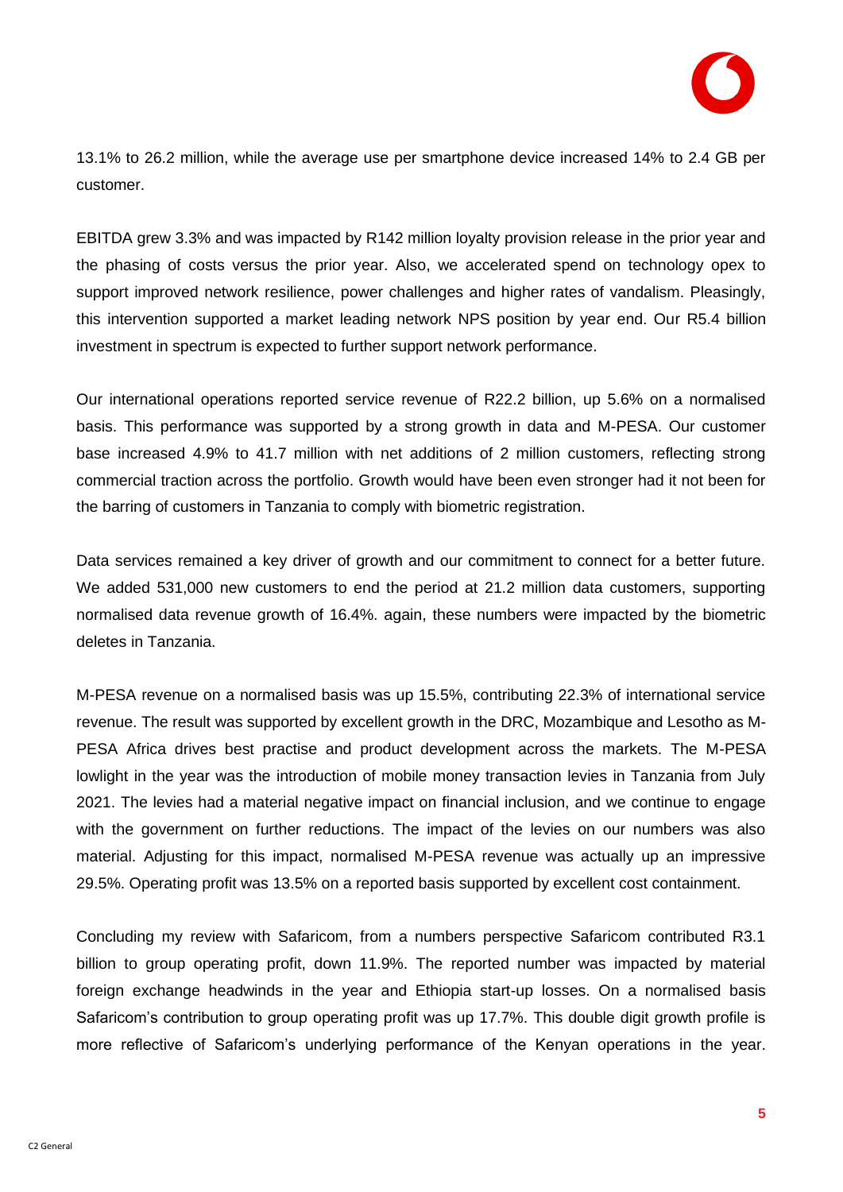13.1% to 26.2 million, while the average use per smartphone device increased 14% to 2.4 GB per customer.

EBITDA grew 3.3% and was impacted by R142 million loyalty provision release in the prior year and the phasing of costs versus the prior year. Also, we accelerated spend on technology opex to support improved network resilience, power challenges and higher rates of vandalism. Pleasingly, this intervention supported a market leading network NPS position by year end. Our R5.4 billion investment in spectrum is expected to further support network performance.

Our international operations reported service revenue of R22.2 billion, up 5.6% on a normalised basis. This performance was supported by a strong growth in data and M-PESA. Our customer base increased 4.9% to 41.7 million with net additions of 2 million customers, reflecting strong commercial traction across the portfolio. Growth would have been even stronger had it not been for the barring of customers in Tanzania to comply with biometric registration.

Data services remained a key driver of growth and our commitment to connect for a better future. We added 531,000 new customers to end the period at 21.2 million data customers, supporting normalised data revenue growth of 16.4%. again, these numbers were impacted by the biometric deletes in Tanzania.

M-PESA revenue on a normalised basis was up 15.5%, contributing 22.3% of international service revenue. The result was supported by excellent growth in the DRC, Mozambique and Lesotho as M-PESA Africa drives best practise and product development across the markets. The M-PESA lowlight in the year was the introduction of mobile money transaction levies in Tanzania from July 2021. The levies had a material negative impact on financial inclusion, and we continue to engage with the government on further reductions. The impact of the levies on our numbers was also material. Adjusting for this impact, normalised M-PESA revenue was actually up an impressive 29.5%. Operating profit was 13.5% on a reported basis supported by excellent cost containment.

Concluding my review with Safaricom, from a numbers perspective Safaricom contributed R3.1 billion to group operating profit, down 11.9%. The reported number was impacted by material foreign exchange headwinds in the year and Ethiopia start-up losses. On a normalised basis Safaricom's contribution to group operating profit was up 17.7%. This double digit growth profile is more reflective of Safaricom's underlying performance of the Kenyan operations in the year.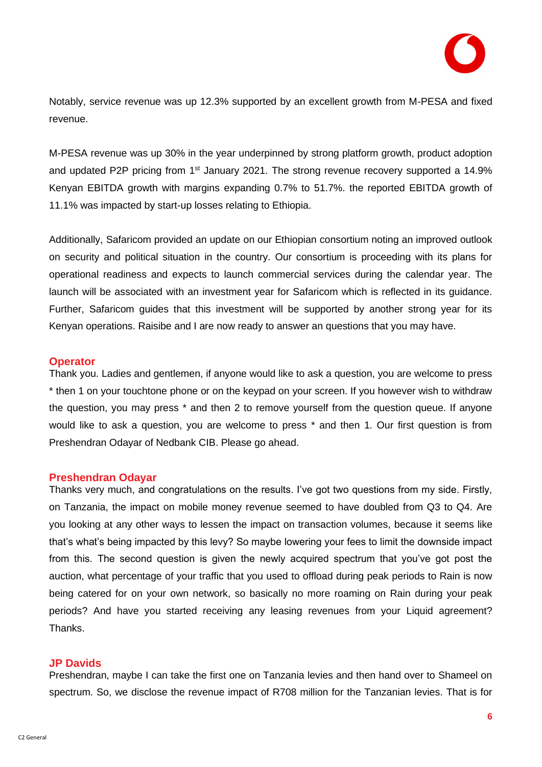Notably, service revenue was up 12.3% supported by an excellent growth from M-PESA and fixed revenue.

M-PESA revenue was up 30% in the year underpinned by strong platform growth, product adoption and updated P2P pricing from 1st January 2021. The strong revenue recovery supported a 14.9% Kenyan EBITDA growth with margins expanding 0.7% to 51.7%. the reported EBITDA growth of 11.1% was impacted by start-up losses relating to Ethiopia.

Additionally, Safaricom provided an update on our Ethiopian consortium noting an improved outlook on security and political situation in the country. Our consortium is proceeding with its plans for operational readiness and expects to launch commercial services during the calendar year. The launch will be associated with an investment year for Safaricom which is reflected in its guidance. Further, Safaricom guides that this investment will be supported by another strong year for its Kenyan operations. Raisibe and I are now ready to answer an questions that you may have.

**Operator**

Thank you. Ladies and gentlemen, if anyone would like to ask a question, you are welcome to press * then 1 on your touchtone phone or on the keypad on your screen. If you however wish to withdraw the question, you may press * and then 2 to remove yourself from the question queue. If anyone would like to ask a question, you are welcome to press * and then 1. Our first question is from Preshendran Odayar of Nedbank CIB. Please go ahead.

**Preshendran Odayar**

Thanks very much, and congratulations on the results. I've got two questions from my side. Firstly, on Tanzania, the impact on mobile money revenue seemed to have doubled from Q3 to Q4. Are you looking at any other ways to lessen the impact on transaction volumes, because it seems like that's what's being impacted by this levy? So maybe lowering your fees to limit the downside impact from this. The second question is given the newly acquired spectrum that you've got post the auction, what percentage of your traffic that you used to offload during peak periods to Rain is now being catered for on your own network, so basically no more roaming on Rain during your peak periods? And have you started receiving any leasing revenues from your Liquid agreement? Thanks.

**JP Davids**

Preshendran, maybe I can take the first one on Tanzania levies and then hand over to Shameel on spectrum. So, we disclose the revenue impact of R708 million for the Tanzanian levies. That is for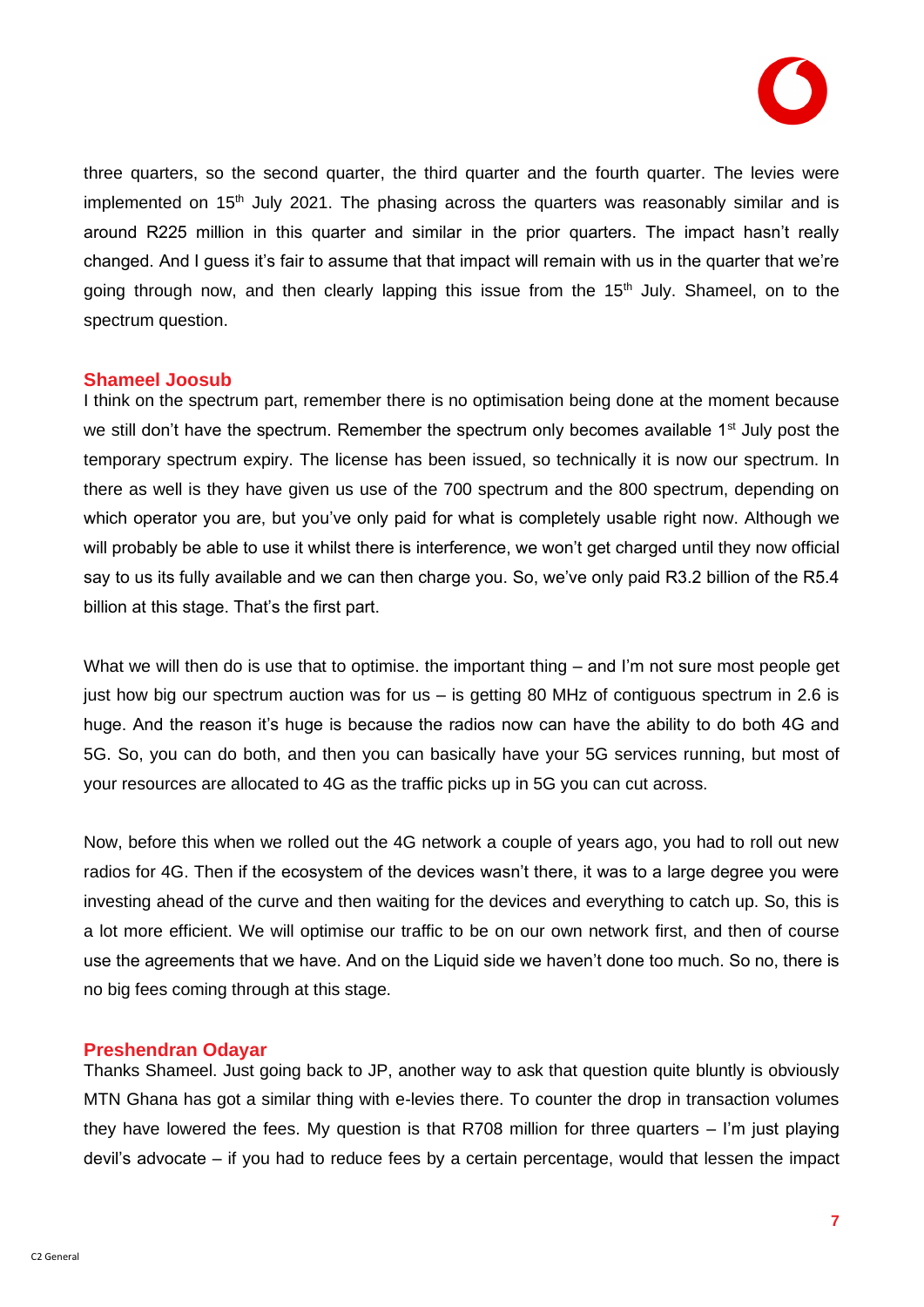three quarters, so the second quarter, the third quarter and the fourth quarter. The levies were implemented on 15th July 2021. The phasing across the quarters was reasonably similar and is around R225 million in this quarter and similar in the prior quarters. The impact hasn't really changed. And I guess it's fair to assume that that impact will remain with us in the quarter that we're going through now, and then clearly lapping this issue from the 15th July. Shameel, on to the spectrum question.

**Shameel Joosub**
I think on the spectrum part, remember there is no optimisation being done at the moment because we still don't have the spectrum. Remember the spectrum only becomes available 1st July post the temporary spectrum expiry. The license has been issued, so technically it is now our spectrum. In there as well is they have given us use of the 700 spectrum and the 800 spectrum, depending on which operator you are, but you've only paid for what is completely usable right now. Although we will probably be able to use it whilst there is interference, we won't get charged until they now official say to us its fully available and we can then charge you. So, we've only paid R3.2 billion of the R5.4 billion at this stage. That's the first part.

What we will then do is use that to optimise. the important thing – and I'm not sure most people get just how big our spectrum auction was for us – is getting 80 MHz of contiguous spectrum in 2.6 is huge. And the reason it's huge is because the radios now can have the ability to do both 4G and 5G. So, you can do both, and then you can basically have your 5G services running, but most of your resources are allocated to 4G as the traffic picks up in 5G you can cut across.

Now, before this when we rolled out the 4G network a couple of years ago, you had to roll out new radios for 4G. Then if the ecosystem of the devices wasn't there, it was to a large degree you were investing ahead of the curve and then waiting for the devices and everything to catch up. So, this is a lot more efficient. We will optimise our traffic to be on our own network first, and then of course use the agreements that we have. And on the Liquid side we haven't done too much. So no, there is no big fees coming through at this stage.

**Preshendran Odayar**
Thanks Shameel. Just going back to JP, another way to ask that question quite bluntly is obviously MTN Ghana has got a similar thing with e-levies there. To counter the drop in transaction volumes they have lowered the fees. My question is that R708 million for three quarters – I'm just playing devil's advocate – if you had to reduce fees by a certain percentage, would that lessen the impact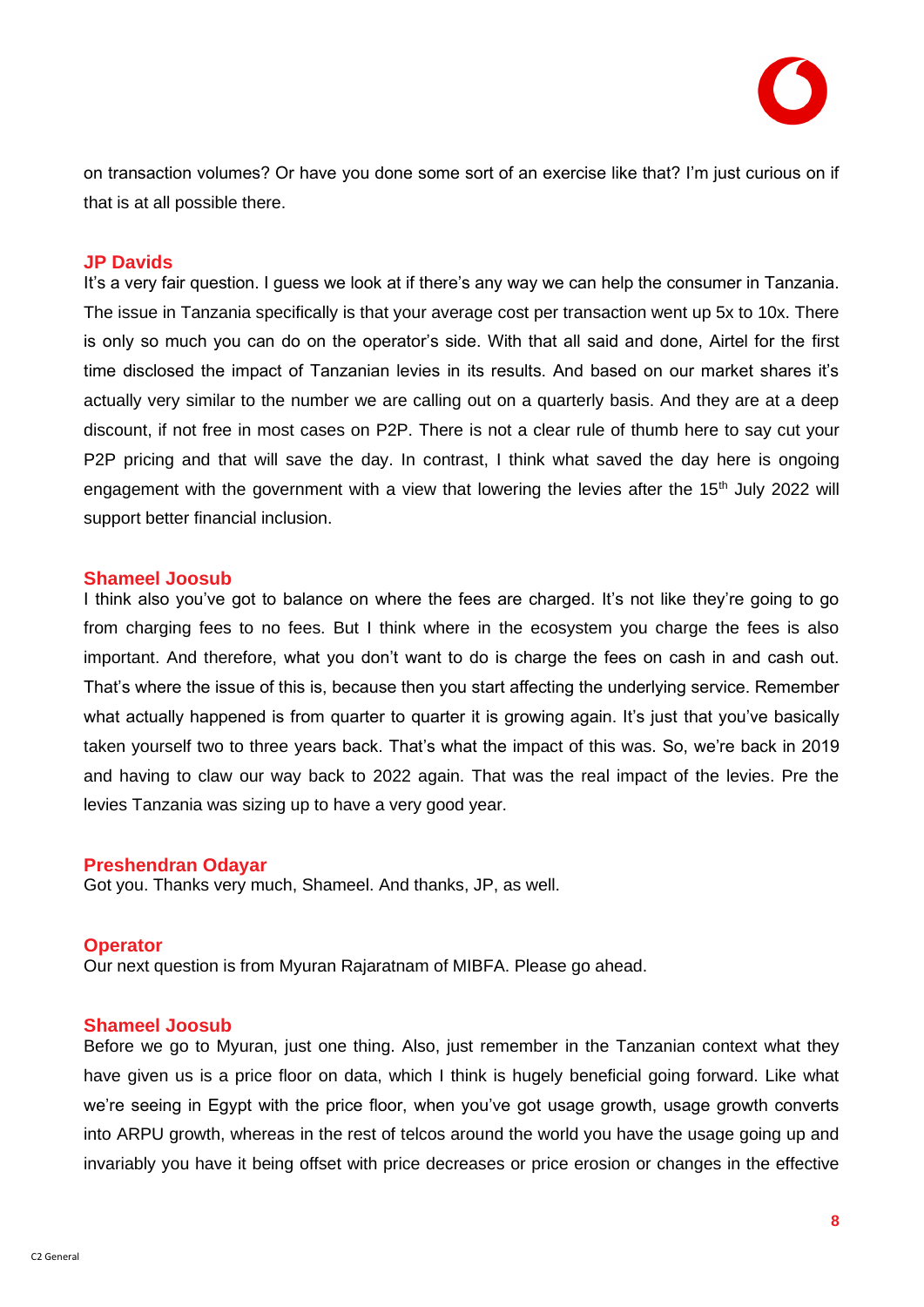on transaction volumes? Or have you done some sort of an exercise like that? I'm just curious on if that is at all possible there.

**JP Davids**

It's a very fair question. I guess we look at if there's any way we can help the consumer in Tanzania. The issue in Tanzania specifically is that your average cost per transaction went up 5x to 10x. There is only so much you can do on the operator's side. With that all said and done, Airtel for the first time disclosed the impact of Tanzanian levies in its results. And based on our market shares it's actually very similar to the number we are calling out on a quarterly basis. And they are at a deep discount, if not free in most cases on P2P. There is not a clear rule of thumb here to say cut your P2P pricing and that will save the day. In contrast, I think what saved the day here is ongoing engagement with the government with a view that lowering the levies after the 15th July 2022 will support better financial inclusion.

**Shameel Joosub**

I think also you've got to balance on where the fees are charged. It's not like they're going to go from charging fees to no fees. But I think where in the ecosystem you charge the fees is also important. And therefore, what you don't want to do is charge the fees on cash in and cash out. That's where the issue of this is, because then you start affecting the underlying service. Remember what actually happened is from quarter to quarter it is growing again. It's just that you've basically taken yourself two to three years back. That's what the impact of this was. So, we're back in 2019 and having to claw our way back to 2022 again. That was the real impact of the levies. Pre the levies Tanzania was sizing up to have a very good year.

**Preshendran Odayar**

Got you. Thanks very much, Shameel. And thanks, JP, as well.

**Operator**

Our next question is from Myuran Rajaratnam of MIBFA. Please go ahead.

**Shameel Joosub**

Before we go to Myuran, just one thing. Also, just remember in the Tanzanian context what they have given us is a price floor on data, which I think is hugely beneficial going forward. Like what we're seeing in Egypt with the price floor, when you've got usage growth, usage growth converts into ARPU growth, whereas in the rest of telcos around the world you have the usage going up and invariably you have it being offset with price decreases or price erosion or changes in the effective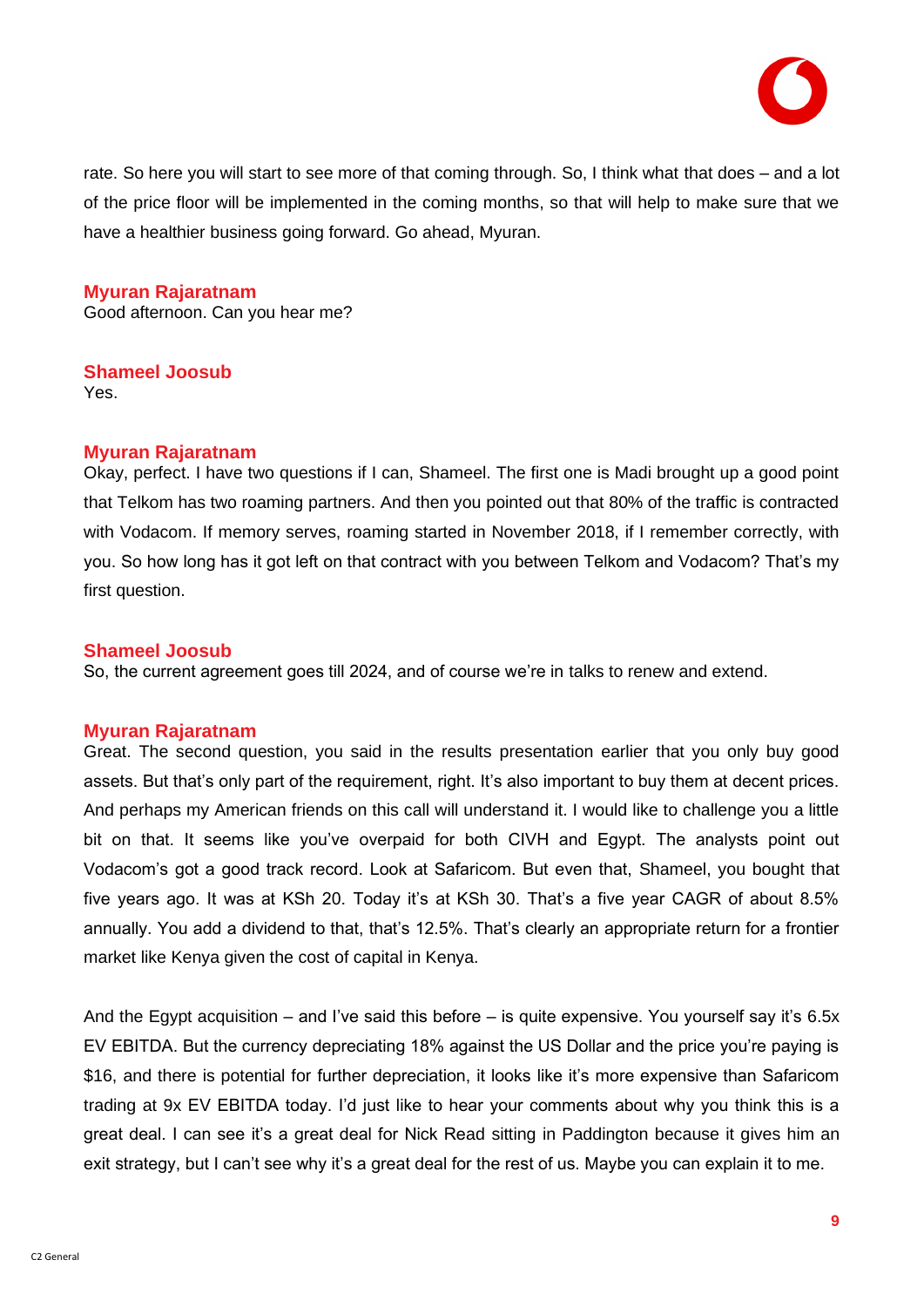rate. So here you will start to see more of that coming through. So, I think what that does – and a lot of the price floor will be implemented in the coming months, so that will help to make sure that we have a healthier business going forward. Go ahead, Myuran.

**Myuran Rajaratnam**
Good afternoon. Can you hear me?

**Shameel Joosub**
Yes.

**Myuran Rajaratnam**
Okay, perfect. I have two questions if I can, Shameel. The first one is Madi brought up a good point that Telkom has two roaming partners. And then you pointed out that 80% of the traffic is contracted with Vodacom. If memory serves, roaming started in November 2018, if I remember correctly, with you. So how long has it got left on that contract with you between Telkom and Vodacom? That's my first question.

**Shameel Joosub**
So, the current agreement goes till 2024, and of course we're in talks to renew and extend.

**Myuran Rajaratnam**
Great. The second question, you said in the results presentation earlier that you only buy good assets. But that's only part of the requirement, right. It's also important to buy them at decent prices. And perhaps my American friends on this call will understand it. I would like to challenge you a little bit on that. It seems like you've overpaid for both CIVH and Egypt. The analysts point out Vodacom's got a good track record. Look at Safaricom. But even that, Shameel, you bought that five years ago. It was at KSh 20. Today it's at KSh 30. That's a five year CAGR of about 8.5% annually. You add a dividend to that, that's 12.5%. That's clearly an appropriate return for a frontier market like Kenya given the cost of capital in Kenya.

And the Egypt acquisition – and I've said this before – is quite expensive. You yourself say it's 6.5x EV EBITDA. But the currency depreciating 18% against the US Dollar and the price you're paying is $16, and there is potential for further depreciation, it looks like it's more expensive than Safaricom trading at 9x EV EBITDA today. I'd just like to hear your comments about why you think this is a great deal. I can see it's a great deal for Nick Read sitting in Paddington because it gives him an exit strategy, but I can't see why it's a great deal for the rest of us. Maybe you can explain it to me.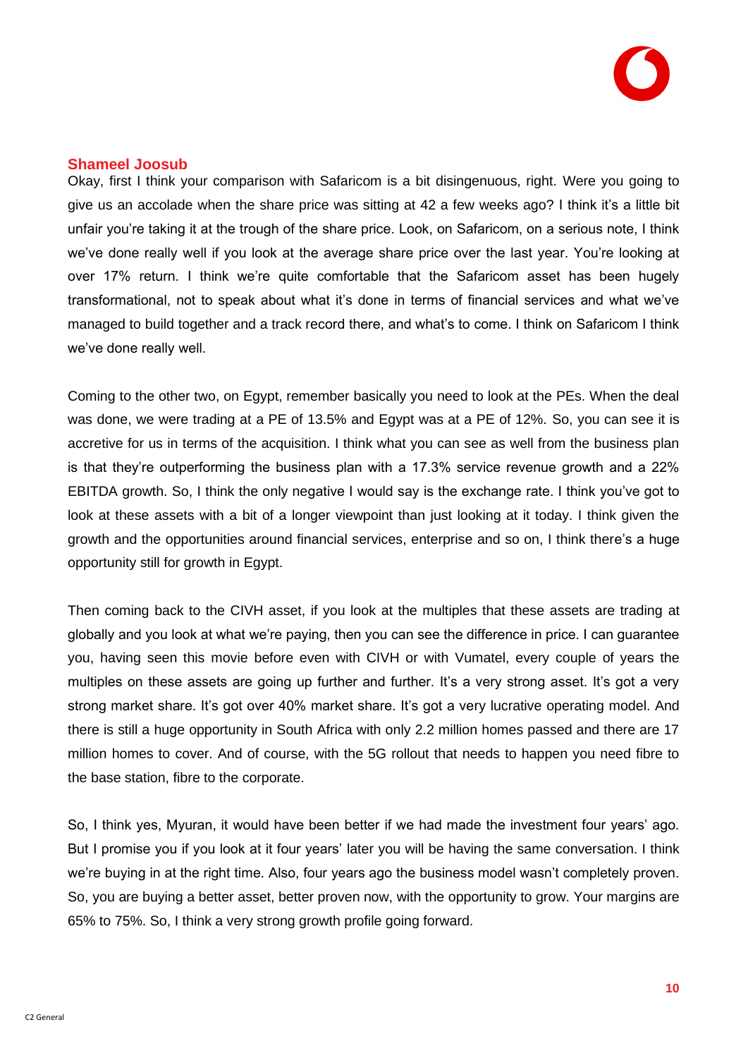**Shameel Joosub**

Okay, first I think your comparison with Safaricom is a bit disingenuous, right. Were you going to give us an accolade when the share price was sitting at 42 a few weeks ago? I think it's a little bit unfair you're taking it at the trough of the share price. Look, on Safaricom, on a serious note, I think we've done really well if you look at the average share price over the last year. You're looking at over 17% return. I think we're quite comfortable that the Safaricom asset has been hugely transformational, not to speak about what it's done in terms of financial services and what we've managed to build together and a track record there, and what's to come. I think on Safaricom I think we've done really well.

Coming to the other two, on Egypt, remember basically you need to look at the PEs. When the deal was done, we were trading at a PE of 13.5% and Egypt was at a PE of 12%. So, you can see it is accretive for us in terms of the acquisition. I think what you can see as well from the business plan is that they're outperforming the business plan with a 17.3% service revenue growth and a 22% EBITDA growth. So, I think the only negative I would say is the exchange rate. I think you've got to look at these assets with a bit of a longer viewpoint than just looking at it today. I think given the growth and the opportunities around financial services, enterprise and so on, I think there's a huge opportunity still for growth in Egypt.

Then coming back to the CIVH asset, if you look at the multiples that these assets are trading at globally and you look at what we're paying, then you can see the difference in price. I can guarantee you, having seen this movie before even with CIVH or with Vumatel, every couple of years the multiples on these assets are going up further and further. It's a very strong asset. It's got a very strong market share. It's got over 40% market share. It's got a very lucrative operating model. And there is still a huge opportunity in South Africa with only 2.2 million homes passed and there are 17 million homes to cover. And of course, with the 5G rollout that needs to happen you need fibre to the base station, fibre to the corporate.

So, I think yes, Myuran, it would have been better if we had made the investment four years' ago. But I promise you if you look at it four years' later you will be having the same conversation. I think we're buying in at the right time. Also, four years ago the business model wasn't completely proven. So, you are buying a better asset, better proven now, with the opportunity to grow. Your margins are 65% to 75%. So, I think a very strong growth profile going forward.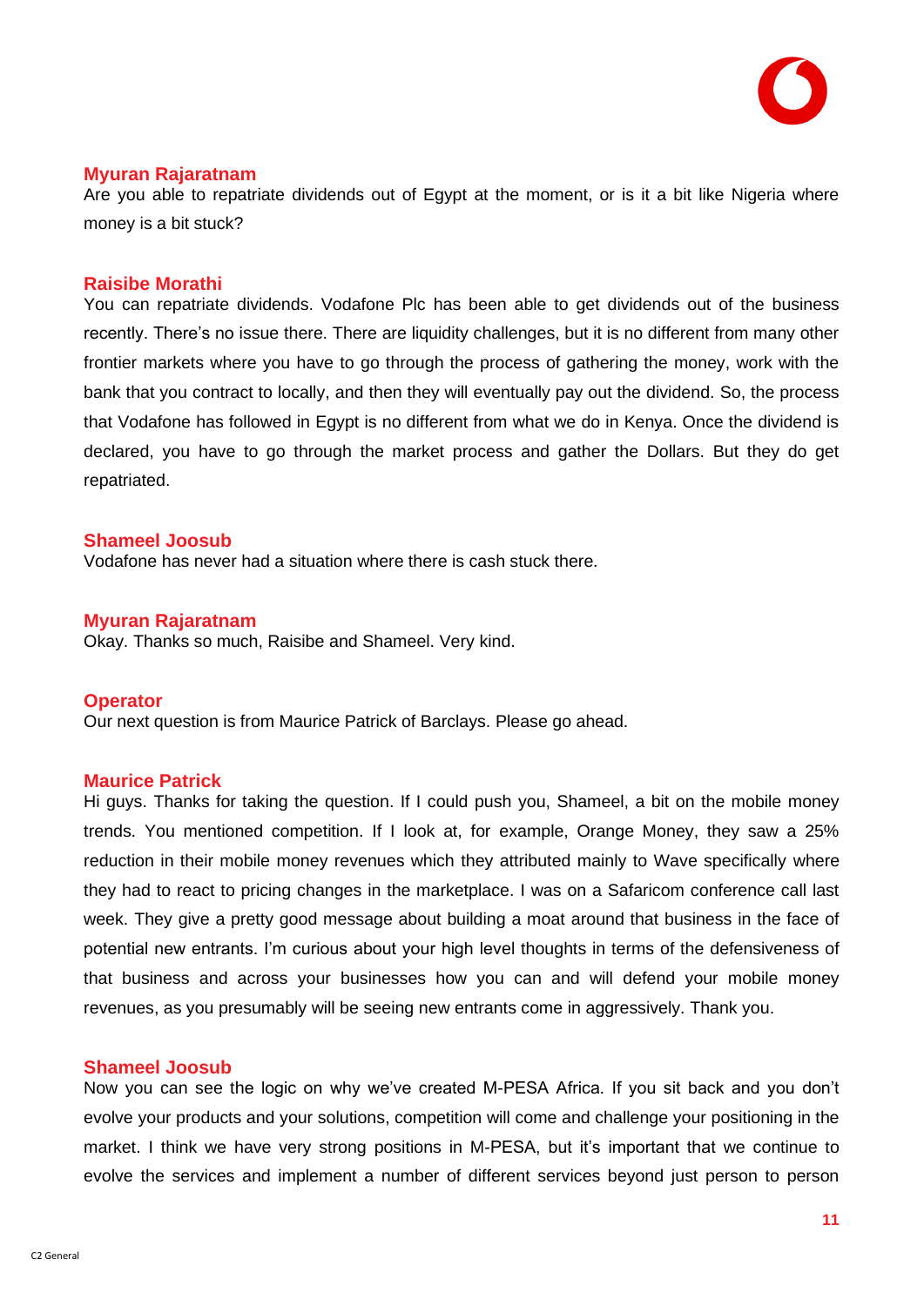**Myuran Rajaratnam**
Are you able to repatriate dividends out of Egypt at the moment, or is it a bit like Nigeria where money is a bit stuck?

**Raisibe Morathi**
You can repatriate dividends. Vodafone Plc has been able to get dividends out of the business recently. There's no issue there. There are liquidity challenges, but it is no different from many other frontier markets where you have to go through the process of gathering the money, work with the bank that you contract to locally, and then they will eventually pay out the dividend. So, the process that Vodafone has followed in Egypt is no different from what we do in Kenya. Once the dividend is declared, you have to go through the market process and gather the Dollars. But they do get repatriated.

**Shameel Joosub**
Vodafone has never had a situation where there is cash stuck there.

**Myuran Rajaratnam**
Okay. Thanks so much, Raisibe and Shameel. Very kind.

**Operator**
Our next question is from Maurice Patrick of Barclays. Please go ahead.

**Maurice Patrick**
Hi guys. Thanks for taking the question. If I could push you, Shameel, a bit on the mobile money trends. You mentioned competition. If I look at, for example, Orange Money, they saw a 25% reduction in their mobile money revenues which they attributed mainly to Wave specifically where they had to react to pricing changes in the marketplace. I was on a Safaricom conference call last week. They give a pretty good message about building a moat around that business in the face of potential new entrants. I'm curious about your high level thoughts in terms of the defensiveness of that business and across your businesses how you can and will defend your mobile money revenues, as you presumably will be seeing new entrants come in aggressively. Thank you.

**Shameel Joosub**
Now you can see the logic on why we've created M-PESA Africa. If you sit back and you don't evolve your products and your solutions, competition will come and challenge your positioning in the market. I think we have very strong positions in M-PESA, but it's important that we continue to evolve the services and implement a number of different services beyond just person to person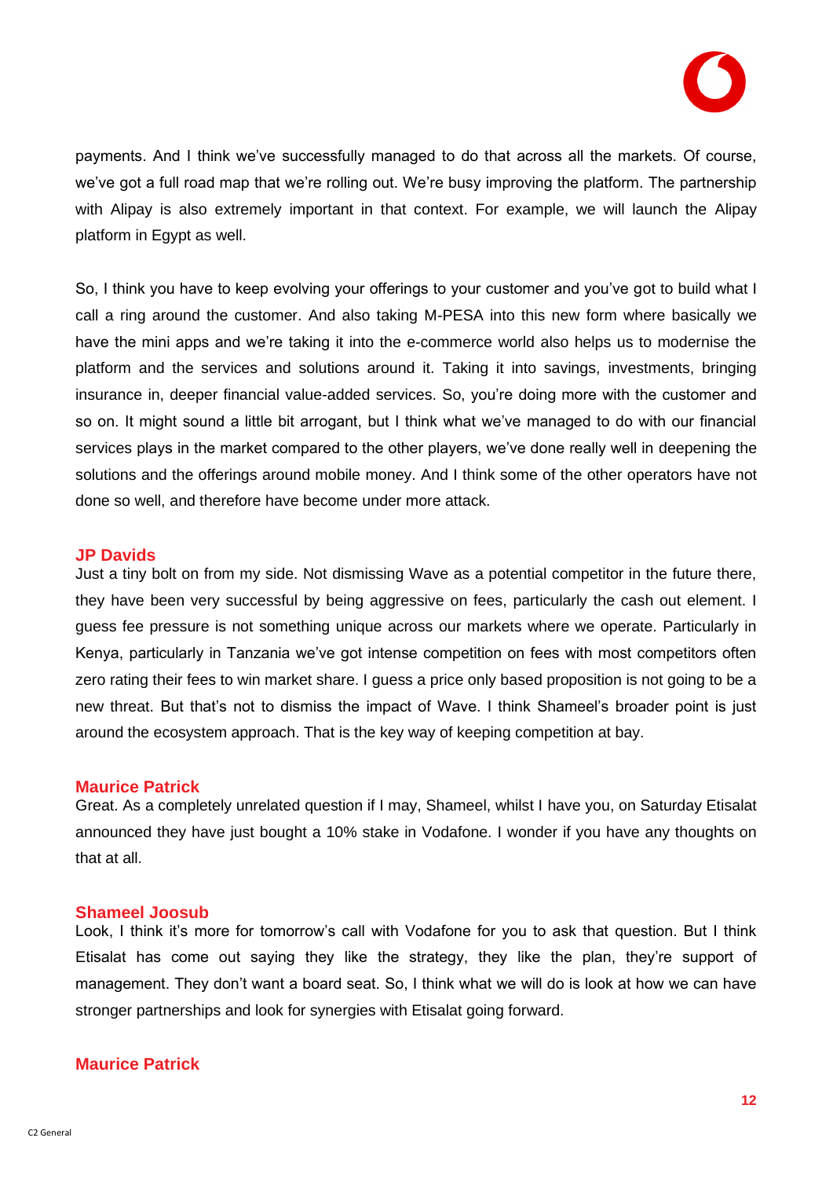payments. And I think we've successfully managed to do that across all the markets. Of course, we've got a full road map that we're rolling out. We're busy improving the platform. The partnership with Alipay is also extremely important in that context. For example, we will launch the Alipay platform in Egypt as well.

So, I think you have to keep evolving your offerings to your customer and you've got to build what I call a ring around the customer. And also taking M-PESA into this new form where basically we have the mini apps and we're taking it into the e-commerce world also helps us to modernise the platform and the services and solutions around it. Taking it into savings, investments, bringing insurance in, deeper financial value-added services. So, you're doing more with the customer and so on. It might sound a little bit arrogant, but I think what we've managed to do with our financial services plays in the market compared to the other players, we've done really well in deepening the solutions and the offerings around mobile money. And I think some of the other operators have not done so well, and therefore have become under more attack.

**JP Davids**
Just a tiny bolt on from my side. Not dismissing Wave as a potential competitor in the future there, they have been very successful by being aggressive on fees, particularly the cash out element. I guess fee pressure is not something unique across our markets where we operate. Particularly in Kenya, particularly in Tanzania we've got intense competition on fees with most competitors often zero rating their fees to win market share. I guess a price only based proposition is not going to be a new threat. But that's not to dismiss the impact of Wave. I think Shameel's broader point is just around the ecosystem approach. That is the key way of keeping competition at bay.

**Maurice Patrick**
Great. As a completely unrelated question if I may, Shameel, whilst I have you, on Saturday Etisalat announced they have just bought a 10% stake in Vodafone. I wonder if you have any thoughts on that at all.

**Shameel Joosub**
Look, I think it's more for tomorrow's call with Vodafone for you to ask that question. But I think Etisalat has come out saying they like the strategy, they like the plan, they're support of management. They don't want a board seat. So, I think what we will do is look at how we can have stronger partnerships and look for synergies with Etisalat going forward.

**Maurice Patrick**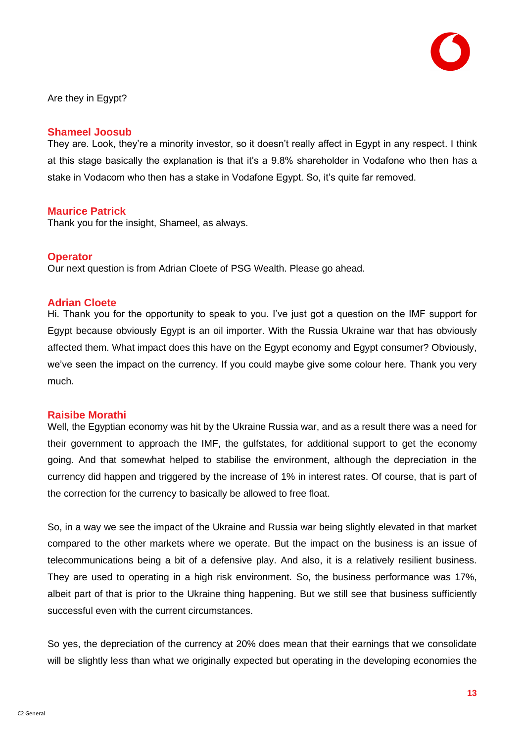Are they in Egypt?

**Shameel Joosub**
They are. Look, they're a minority investor, so it doesn't really affect in Egypt in any respect. I think at this stage basically the explanation is that it's a 9.8% shareholder in Vodafone who then has a stake in Vodacom who then has a stake in Vodafone Egypt. So, it's quite far removed.

**Maurice Patrick**
Thank you for the insight, Shameel, as always.

**Operator**
Our next question is from Adrian Cloete of PSG Wealth. Please go ahead.

**Adrian Cloete**
Hi. Thank you for the opportunity to speak to you. I've just got a question on the IMF support for Egypt because obviously Egypt is an oil importer. With the Russia Ukraine war that has obviously affected them. What impact does this have on the Egypt economy and Egypt consumer? Obviously, we've seen the impact on the currency. If you could maybe give some colour here. Thank you very much.

**Raisibe Morathi**
Well, the Egyptian economy was hit by the Ukraine Russia war, and as a result there was a need for their government to approach the IMF, the gulfstates, for additional support to get the economy going. And that somewhat helped to stabilise the environment, although the depreciation in the currency did happen and triggered by the increase of 1% in interest rates. Of course, that is part of the correction for the currency to basically be allowed to free float.

So, in a way we see the impact of the Ukraine and Russia war being slightly elevated in that market compared to the other markets where we operate. But the impact on the business is an issue of telecommunications being a bit of a defensive play. And also, it is a relatively resilient business. They are used to operating in a high risk environment. So, the business performance was 17%, albeit part of that is prior to the Ukraine thing happening. But we still see that business sufficiently successful even with the current circumstances.

So yes, the depreciation of the currency at 20% does mean that their earnings that we consolidate will be slightly less than what we originally expected but operating in the developing economies the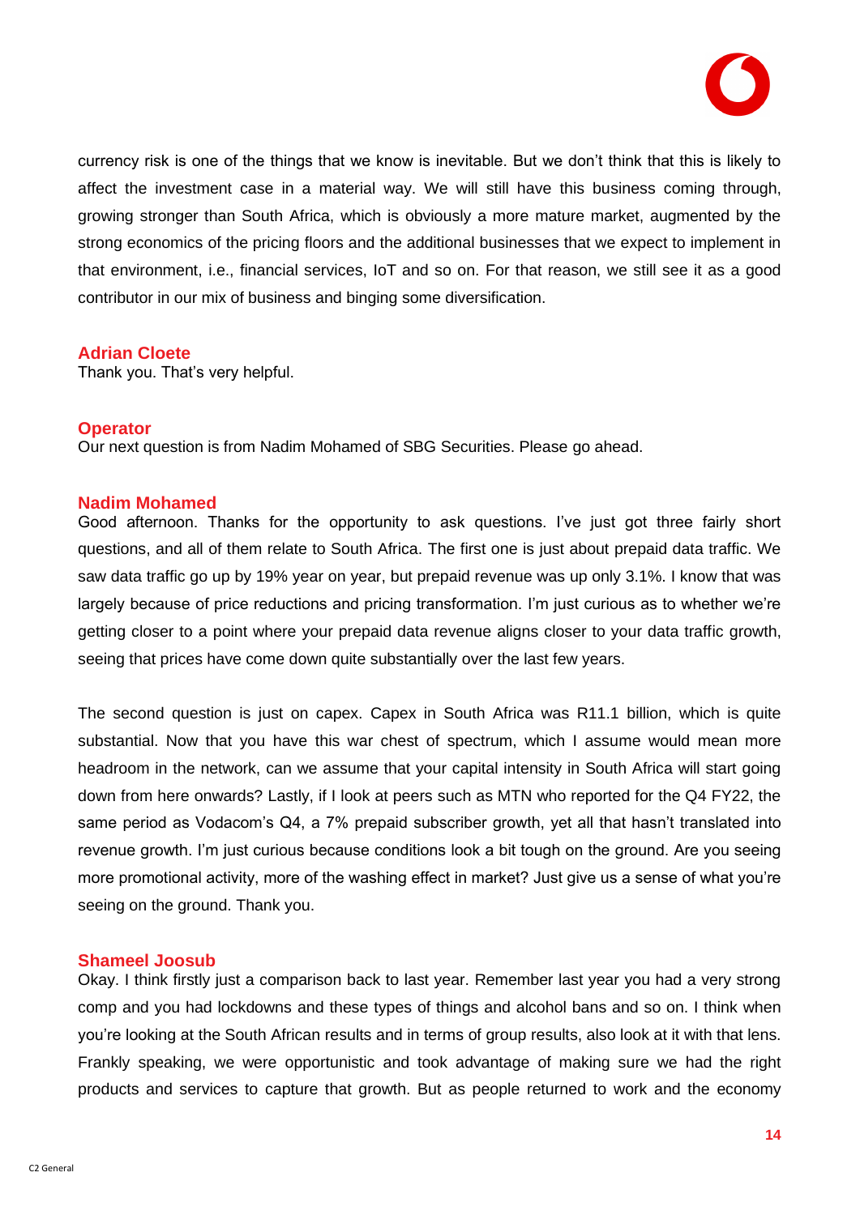currency risk is one of the things that we know is inevitable. But we don't think that this is likely to affect the investment case in a material way. We will still have this business coming through, growing stronger than South Africa, which is obviously a more mature market, augmented by the strong economics of the pricing floors and the additional businesses that we expect to implement in that environment, i.e., financial services, IoT and so on. For that reason, we still see it as a good contributor in our mix of business and binging some diversification.

**Adrian Cloete**
Thank you. That's very helpful.

**Operator**
Our next question is from Nadim Mohamed of SBG Securities. Please go ahead.

**Nadim Mohamed**
Good afternoon. Thanks for the opportunity to ask questions. I've just got three fairly short questions, and all of them relate to South Africa. The first one is just about prepaid data traffic. We saw data traffic go up by 19% year on year, but prepaid revenue was up only 3.1%. I know that was largely because of price reductions and pricing transformation. I'm just curious as to whether we're getting closer to a point where your prepaid data revenue aligns closer to your data traffic growth, seeing that prices have come down quite substantially over the last few years.

The second question is just on capex. Capex in South Africa was R11.1 billion, which is quite substantial. Now that you have this war chest of spectrum, which I assume would mean more headroom in the network, can we assume that your capital intensity in South Africa will start going down from here onwards? Lastly, if I look at peers such as MTN who reported for the Q4 FY22, the same period as Vodacom's Q4, a 7% prepaid subscriber growth, yet all that hasn't translated into revenue growth. I'm just curious because conditions look a bit tough on the ground. Are you seeing more promotional activity, more of the washing effect in market? Just give us a sense of what you're seeing on the ground. Thank you.

**Shameel Joosub**
Okay. I think firstly just a comparison back to last year. Remember last year you had a very strong comp and you had lockdowns and these types of things and alcohol bans and so on. I think when you're looking at the South African results and in terms of group results, also look at it with that lens. Frankly speaking, we were opportunistic and took advantage of making sure we had the right products and services to capture that growth. But as people returned to work and the economy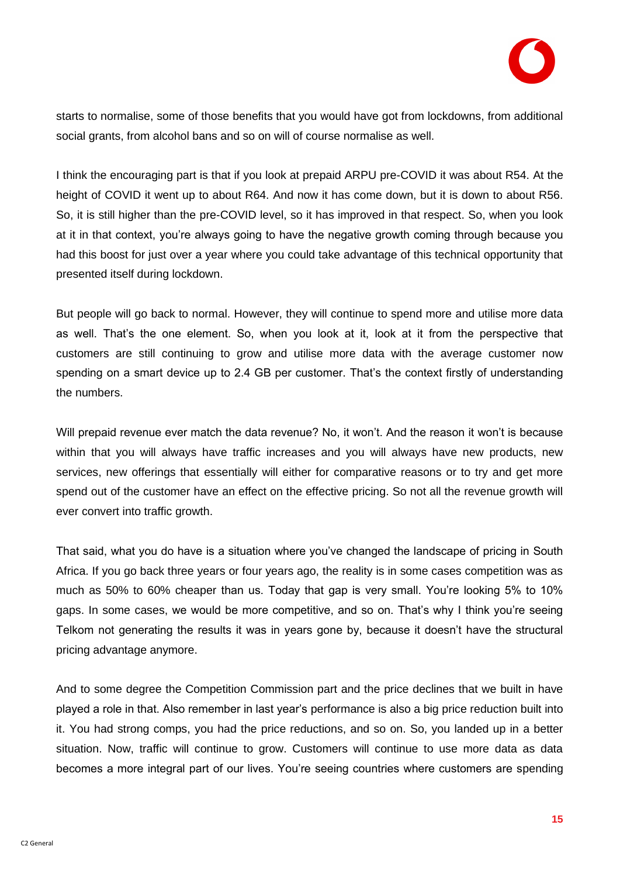starts to normalise, some of those benefits that you would have got from lockdowns, from additional social grants, from alcohol bans and so on will of course normalise as well.

I think the encouraging part is that if you look at prepaid ARPU pre-COVID it was about R54. At the height of COVID it went up to about R64. And now it has come down, but it is down to about R56. So, it is still higher than the pre-COVID level, so it has improved in that respect. So, when you look at it in that context, you're always going to have the negative growth coming through because you had this boost for just over a year where you could take advantage of this technical opportunity that presented itself during lockdown.

But people will go back to normal. However, they will continue to spend more and utilise more data as well. That's the one element. So, when you look at it, look at it from the perspective that customers are still continuing to grow and utilise more data with the average customer now spending on a smart device up to 2.4 GB per customer. That's the context firstly of understanding the numbers.

Will prepaid revenue ever match the data revenue? No, it won't. And the reason it won't is because within that you will always have traffic increases and you will always have new products, new services, new offerings that essentially will either for comparative reasons or to try and get more spend out of the customer have an effect on the effective pricing. So not all the revenue growth will ever convert into traffic growth.

That said, what you do have is a situation where you've changed the landscape of pricing in South Africa. If you go back three years or four years ago, the reality is in some cases competition was as much as 50% to 60% cheaper than us. Today that gap is very small. You're looking 5% to 10% gaps. In some cases, we would be more competitive, and so on. That's why I think you're seeing Telkom not generating the results it was in years gone by, because it doesn't have the structural pricing advantage anymore.

And to some degree the Competition Commission part and the price declines that we built in have played a role in that. Also remember in last year's performance is also a big price reduction built into it. You had strong comps, you had the price reductions, and so on. So, you landed up in a better situation. Now, traffic will continue to grow. Customers will continue to use more data as data becomes a more integral part of our lives. You're seeing countries where customers are spending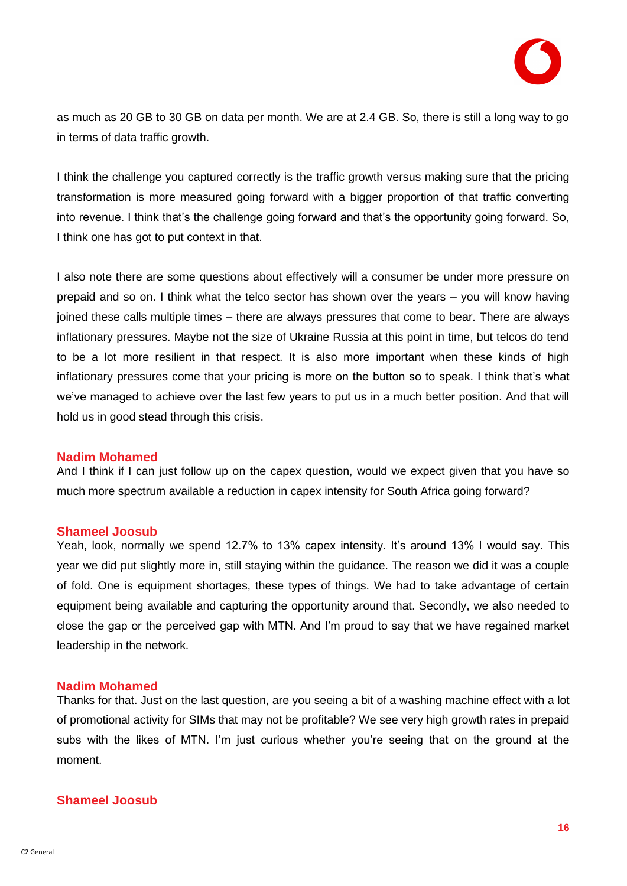as much as 20 GB to 30 GB on data per month. We are at 2.4 GB. So, there is still a long way to go in terms of data traffic growth.

I think the challenge you captured correctly is the traffic growth versus making sure that the pricing transformation is more measured going forward with a bigger proportion of that traffic converting into revenue. I think that's the challenge going forward and that's the opportunity going forward. So, I think one has got to put context in that.

I also note there are some questions about effectively will a consumer be under more pressure on prepaid and so on. I think what the telco sector has shown over the years – you will know having joined these calls multiple times – there are always pressures that come to bear. There are always inflationary pressures. Maybe not the size of Ukraine Russia at this point in time, but telcos do tend to be a lot more resilient in that respect. It is also more important when these kinds of high inflationary pressures come that your pricing is more on the button so to speak. I think that's what we've managed to achieve over the last few years to put us in a much better position. And that will hold us in good stead through this crisis.

**Nadim Mohamed**

And I think if I can just follow up on the capex question, would we expect given that you have so much more spectrum available a reduction in capex intensity for South Africa going forward?

**Shameel Joosub**

Yeah, look, normally we spend 12.7% to 13% capex intensity. It's around 13% I would say. This year we did put slightly more in, still staying within the guidance. The reason we did it was a couple of fold. One is equipment shortages, these types of things. We had to take advantage of certain equipment being available and capturing the opportunity around that. Secondly, we also needed to close the gap or the perceived gap with MTN. And I'm proud to say that we have regained market leadership in the network.

**Nadim Mohamed**

Thanks for that. Just on the last question, are you seeing a bit of a washing machine effect with a lot of promotional activity for SIMs that may not be profitable? We see very high growth rates in prepaid subs with the likes of MTN. I'm just curious whether you're seeing that on the ground at the moment.

**Shameel Joosub**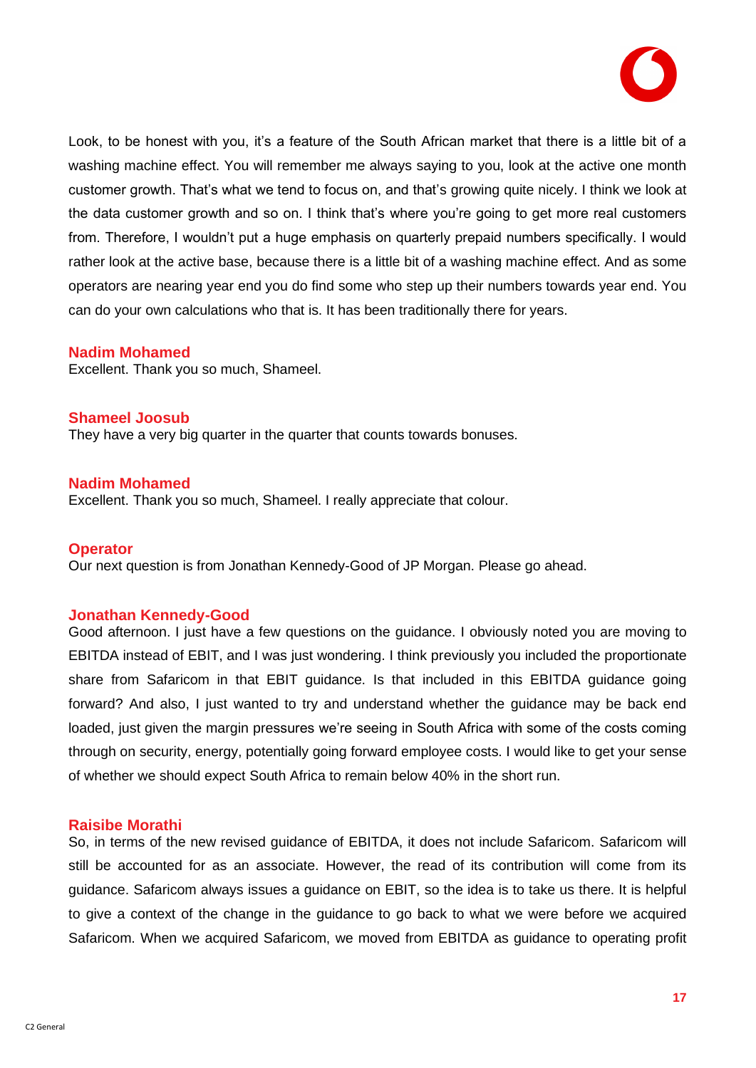Look, to be honest with you, it's a feature of the South African market that there is a little bit of a washing machine effect. You will remember me always saying to you, look at the active one month customer growth. That's what we tend to focus on, and that's growing quite nicely. I think we look at the data customer growth and so on. I think that's where you're going to get more real customers from. Therefore, I wouldn't put a huge emphasis on quarterly prepaid numbers specifically. I would rather look at the active base, because there is a little bit of a washing machine effect. And as some operators are nearing year end you do find some who step up their numbers towards year end. You can do your own calculations who that is. It has been traditionally there for years.

**Nadim Mohamed**
Excellent. Thank you so much, Shameel.

**Shameel Joosub**
They have a very big quarter in the quarter that counts towards bonuses.

**Nadim Mohamed**
Excellent. Thank you so much, Shameel. I really appreciate that colour.

**Operator**
Our next question is from Jonathan Kennedy-Good of JP Morgan. Please go ahead.

**Jonathan Kennedy-Good**
Good afternoon. I just have a few questions on the guidance. I obviously noted you are moving to EBITDA instead of EBIT, and I was just wondering. I think previously you included the proportionate share from Safaricom in that EBIT guidance. Is that included in this EBITDA guidance going forward? And also, I just wanted to try and understand whether the guidance may be back end loaded, just given the margin pressures we're seeing in South Africa with some of the costs coming through on security, energy, potentially going forward employee costs. I would like to get your sense of whether we should expect South Africa to remain below 40% in the short run.

**Raisibe Morathi**
So, in terms of the new revised guidance of EBITDA, it does not include Safaricom. Safaricom will still be accounted for as an associate. However, the read of its contribution will come from its guidance. Safaricom always issues a guidance on EBIT, so the idea is to take us there. It is helpful to give a context of the change in the guidance to go back to what we were before we acquired Safaricom. When we acquired Safaricom, we moved from EBITDA as guidance to operating profit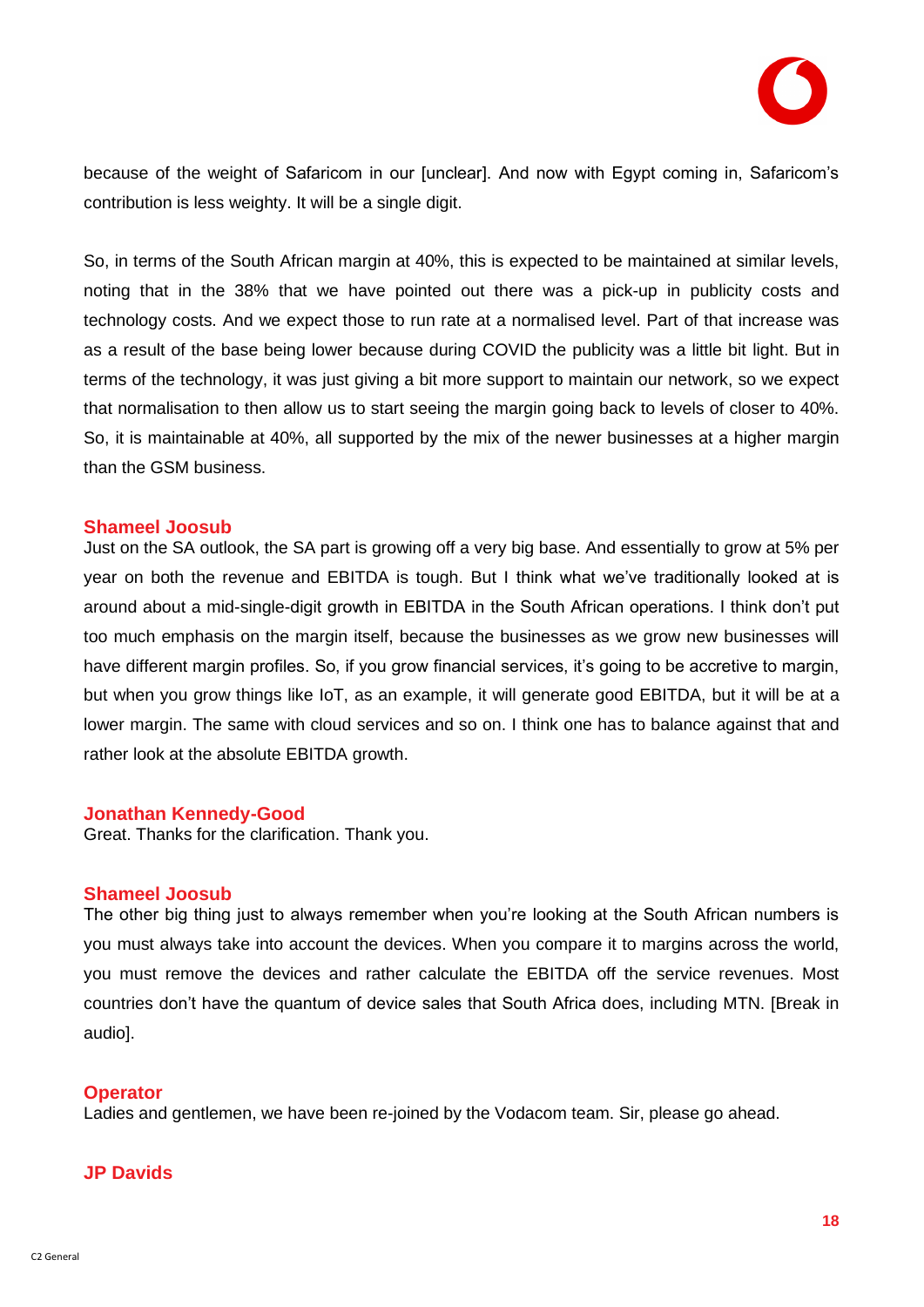because of the weight of Safaricom in our [unclear]. And now with Egypt coming in, Safaricom's contribution is less weighty. It will be a single digit.

So, in terms of the South African margin at 40%, this is expected to be maintained at similar levels, noting that in the 38% that we have pointed out there was a pick-up in publicity costs and technology costs. And we expect those to run rate at a normalised level. Part of that increase was as a result of the base being lower because during COVID the publicity was a little bit light. But in terms of the technology, it was just giving a bit more support to maintain our network, so we expect that normalisation to then allow us to start seeing the margin going back to levels of closer to 40%. So, it is maintainable at 40%, all supported by the mix of the newer businesses at a higher margin than the GSM business.

**Shameel Joosub**
Just on the SA outlook, the SA part is growing off a very big base. And essentially to grow at 5% per year on both the revenue and EBITDA is tough. But I think what we've traditionally looked at is around about a mid-single-digit growth in EBITDA in the South African operations. I think don't put too much emphasis on the margin itself, because the businesses as we grow new businesses will have different margin profiles. So, if you grow financial services, it's going to be accretive to margin, but when you grow things like IoT, as an example, it will generate good EBITDA, but it will be at a lower margin. The same with cloud services and so on. I think one has to balance against that and rather look at the absolute EBITDA growth.

**Jonathan Kennedy-Good**
Great. Thanks for the clarification. Thank you.

**Shameel Joosub**
The other big thing just to always remember when you're looking at the South African numbers is you must always take into account the devices. When you compare it to margins across the world, you must remove the devices and rather calculate the EBITDA off the service revenues. Most countries don't have the quantum of device sales that South Africa does, including MTN. [Break in audio].

**Operator**
Ladies and gentlemen, we have been re-joined by the Vodacom team. Sir, please go ahead.

**JP Davids**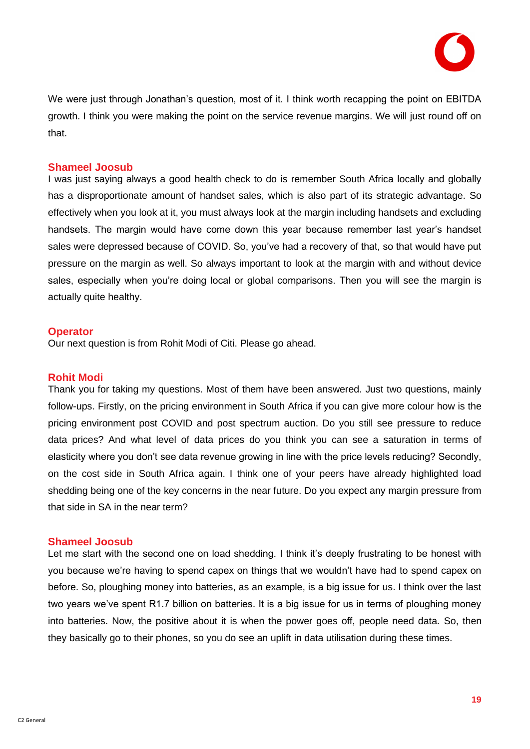We were just through Jonathan's question, most of it. I think worth recapping the point on EBITDA growth. I think you were making the point on the service revenue margins. We will just round off on that.

**Shameel Joosub**

I was just saying always a good health check to do is remember South Africa locally and globally has a disproportionate amount of handset sales, which is also part of its strategic advantage. So effectively when you look at it, you must always look at the margin including handsets and excluding handsets. The margin would have come down this year because remember last year's handset sales were depressed because of COVID. So, you've had a recovery of that, so that would have put pressure on the margin as well. So always important to look at the margin with and without device sales, especially when you're doing local or global comparisons. Then you will see the margin is actually quite healthy.

**Operator**

Our next question is from Rohit Modi of Citi. Please go ahead.

**Rohit Modi**

Thank you for taking my questions. Most of them have been answered. Just two questions, mainly follow-ups. Firstly, on the pricing environment in South Africa if you can give more colour how is the pricing environment post COVID and post spectrum auction. Do you still see pressure to reduce data prices? And what level of data prices do you think you can see a saturation in terms of elasticity where you don't see data revenue growing in line with the price levels reducing? Secondly, on the cost side in South Africa again. I think one of your peers have already highlighted load shedding being one of the key concerns in the near future. Do you expect any margin pressure from that side in SA in the near term?

**Shameel Joosub**

Let me start with the second one on load shedding. I think it's deeply frustrating to be honest with you because we're having to spend capex on things that we wouldn't have had to spend capex on before. So, ploughing money into batteries, as an example, is a big issue for us. I think over the last two years we've spent R1.7 billion on batteries. It is a big issue for us in terms of ploughing money into batteries. Now, the positive about it is when the power goes off, people need data. So, then they basically go to their phones, so you do see an uplift in data utilisation during these times.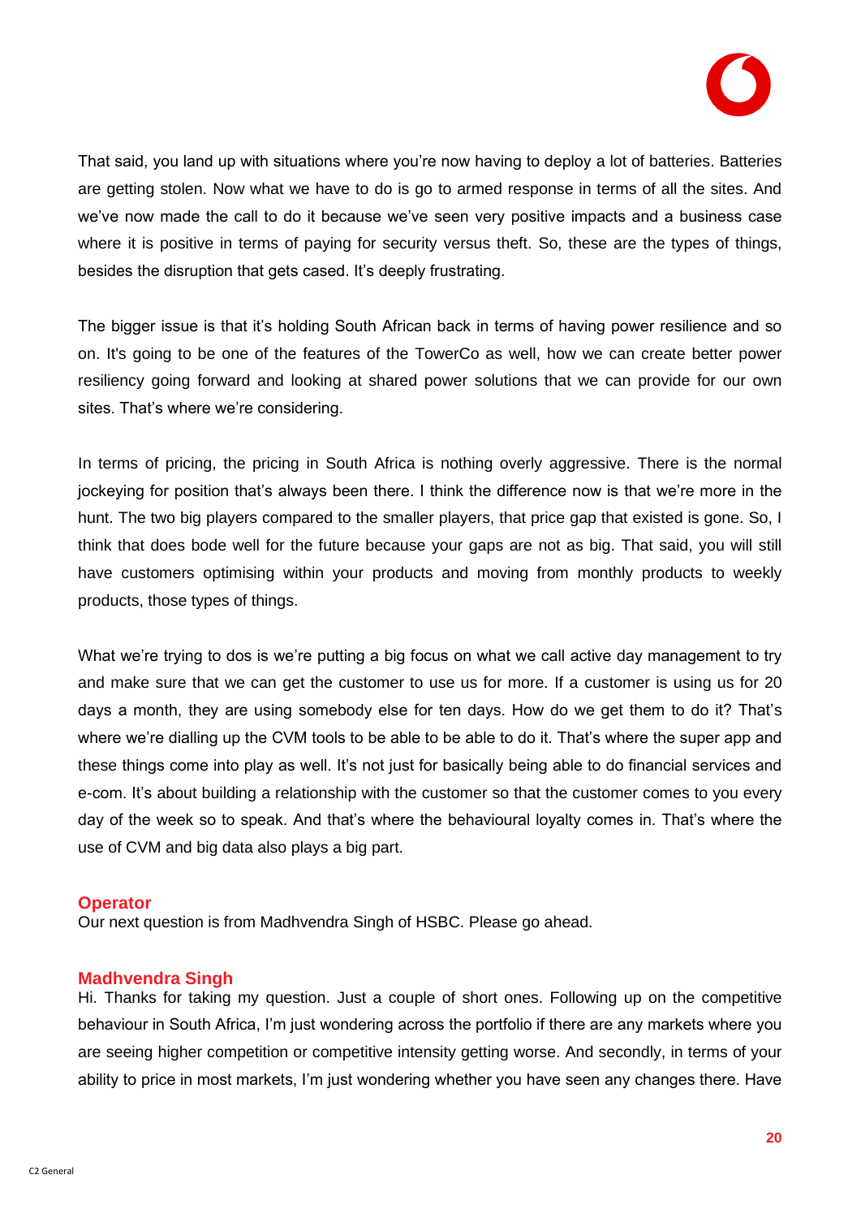That said, you land up with situations where you're now having to deploy a lot of batteries. Batteries are getting stolen. Now what we have to do is go to armed response in terms of all the sites. And we've now made the call to do it because we've seen very positive impacts and a business case where it is positive in terms of paying for security versus theft. So, these are the types of things, besides the disruption that gets cased. It's deeply frustrating.

The bigger issue is that it's holding South African back in terms of having power resilience and so on. It's going to be one of the features of the TowerCo as well, how we can create better power resiliency going forward and looking at shared power solutions that we can provide for our own sites. That's where we're considering.

In terms of pricing, the pricing in South Africa is nothing overly aggressive. There is the normal jockeying for position that's always been there. I think the difference now is that we're more in the hunt. The two big players compared to the smaller players, that price gap that existed is gone. So, I think that does bode well for the future because your gaps are not as big. That said, you will still have customers optimising within your products and moving from monthly products to weekly products, those types of things.

What we're trying to dos is we're putting a big focus on what we call active day management to try and make sure that we can get the customer to use us for more. If a customer is using us for 20 days a month, they are using somebody else for ten days. How do we get them to do it? That's where we're dialling up the CVM tools to be able to be able to do it. That's where the super app and these things come into play as well. It's not just for basically being able to do financial services and e-com. It's about building a relationship with the customer so that the customer comes to you every day of the week so to speak. And that's where the behavioural loyalty comes in. That's where the use of CVM and big data also plays a big part.

**Operator**
Our next question is from Madhvendra Singh of HSBC. Please go ahead.

**Madhvendra Singh**
Hi. Thanks for taking my question. Just a couple of short ones. Following up on the competitive behaviour in South Africa, I'm just wondering across the portfolio if there are any markets where you are seeing higher competition or competitive intensity getting worse. And secondly, in terms of your ability to price in most markets, I'm just wondering whether you have seen any changes there. Have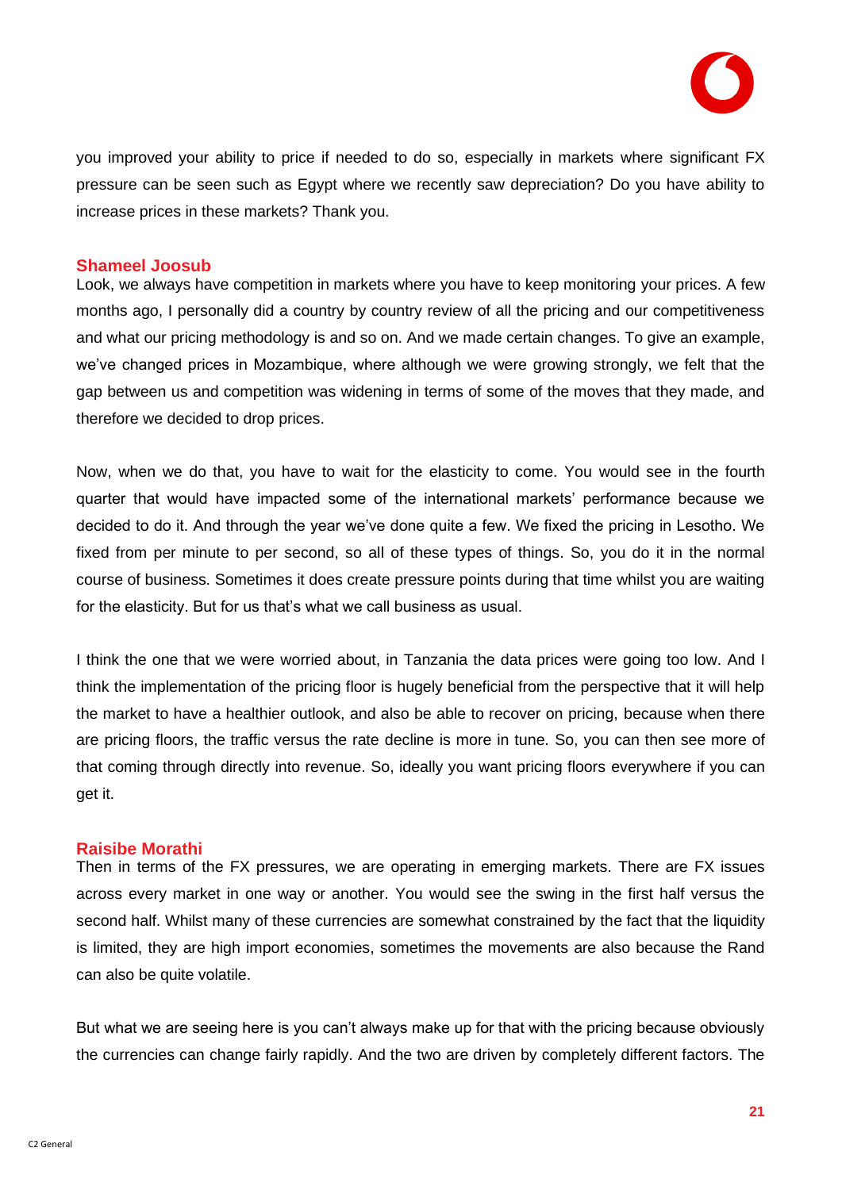you improved your ability to price if needed to do so, especially in markets where significant FX pressure can be seen such as Egypt where we recently saw depreciation? Do you have ability to increase prices in these markets? Thank you.

**Shameel Joosub**

Look, we always have competition in markets where you have to keep monitoring your prices. A few months ago, I personally did a country by country review of all the pricing and our competitiveness and what our pricing methodology is and so on. And we made certain changes. To give an example, we've changed prices in Mozambique, where although we were growing strongly, we felt that the gap between us and competition was widening in terms of some of the moves that they made, and therefore we decided to drop prices.

Now, when we do that, you have to wait for the elasticity to come. You would see in the fourth quarter that would have impacted some of the international markets' performance because we decided to do it. And through the year we've done quite a few. We fixed the pricing in Lesotho. We fixed from per minute to per second, so all of these types of things. So, you do it in the normal course of business. Sometimes it does create pressure points during that time whilst you are waiting for the elasticity. But for us that's what we call business as usual.

I think the one that we were worried about, in Tanzania the data prices were going too low. And I think the implementation of the pricing floor is hugely beneficial from the perspective that it will help the market to have a healthier outlook, and also be able to recover on pricing, because when there are pricing floors, the traffic versus the rate decline is more in tune. So, you can then see more of that coming through directly into revenue. So, ideally you want pricing floors everywhere if you can get it.

**Raisibe Morathi**

Then in terms of the FX pressures, we are operating in emerging markets. There are FX issues across every market in one way or another. You would see the swing in the first half versus the second half. Whilst many of these currencies are somewhat constrained by the fact that the liquidity is limited, they are high import economies, sometimes the movements are also because the Rand can also be quite volatile.

But what we are seeing here is you can't always make up for that with the pricing because obviously the currencies can change fairly rapidly. And the two are driven by completely different factors. The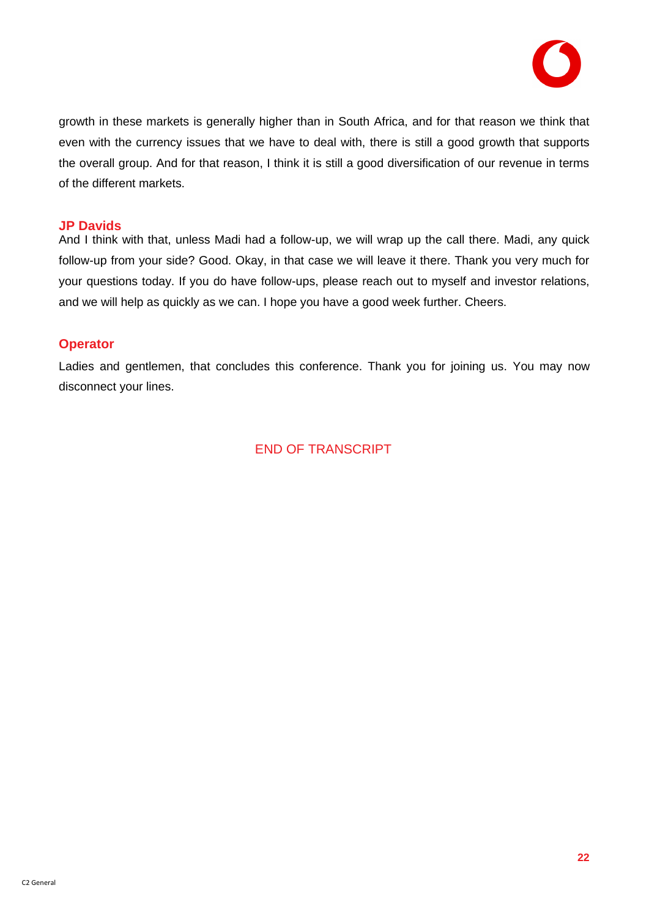growth in these markets is generally higher than in South Africa, and for that reason we think that even with the currency issues that we have to deal with, there is still a good growth that supports the overall group. And for that reason, I think it is still a good diversification of our revenue in terms of the different markets.

**JP Davids**

And I think with that, unless Madi had a follow-up, we will wrap up the call there. Madi, any quick follow-up from your side? Good. Okay, in that case we will leave it there. Thank you very much for your questions today. If you do have follow-ups, please reach out to myself and investor relations, and we will help as quickly as we can. I hope you have a good week further. Cheers.

**Operator**

Ladies and gentlemen, that concludes this conference. Thank you for joining us. You may now disconnect your lines.

END OF TRANSCRIPT